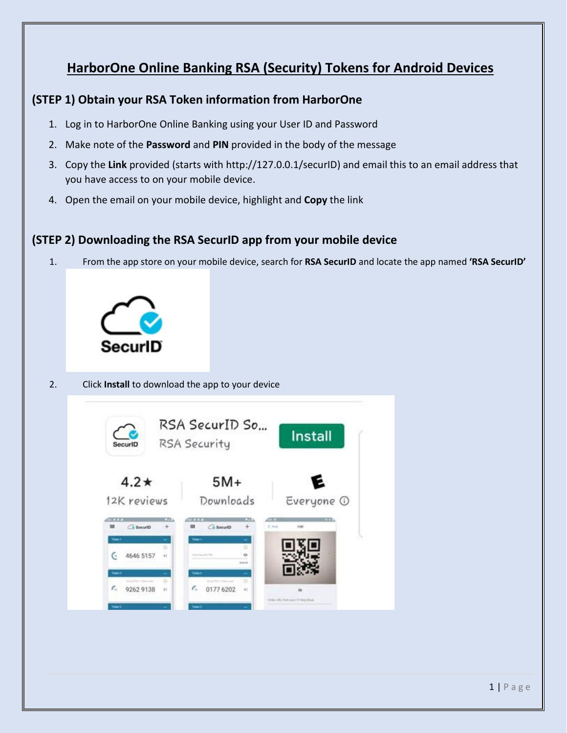# HarborOne Online Banking RSA (Security) Tokens for Android Devices

## (STEP 1) Obtain your RSA Token information from HarborOne

1. Log in to HarborOne Online Banking using your User ID and Password
2. Make note of the **Password** and **PIN** provided in the body of the message
3. Copy the **Link** provided (starts with http://127.0.0.1/securID) and email this to an email address that you have access to on your mobile device.
4. Open the email on your mobile device, highlight and **Copy** the link

## (STEP 2) Downloading the RSA SecurID app from your mobile device

1. From the app store on your mobile device, search for **RSA SecurID** and locate the app named **'RSA SecurID'**
2. Click **Install** to download the app to your device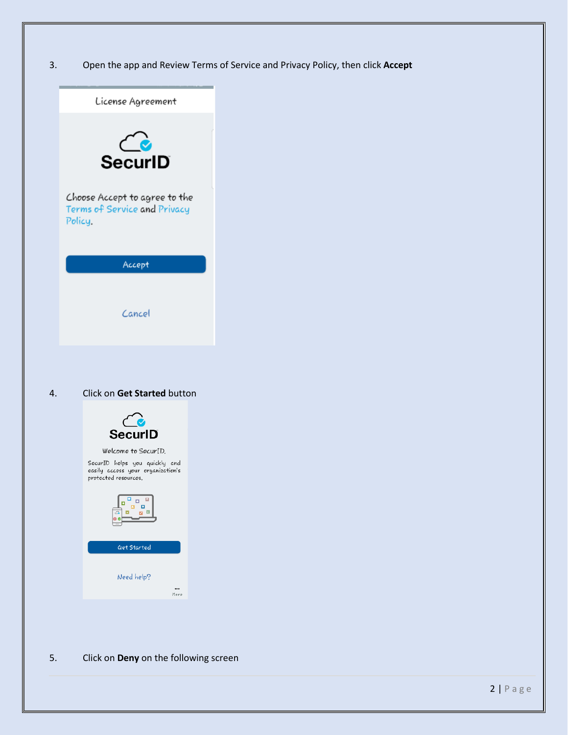3. Open the app and Review Terms of Service and Privacy Policy, then click **Accept**

License Agreement

SecurID

Choose Accept to agree to the Terms of Service and Privacy Policy.

Accept

Cancel

4. Click on **Get Started** button

SecurID

Welcome to SecurID.

SecurID helps you quickly and easily access your organization's protected resources.

Get Started

Need help?

More

5. Click on **Deny** on the following screen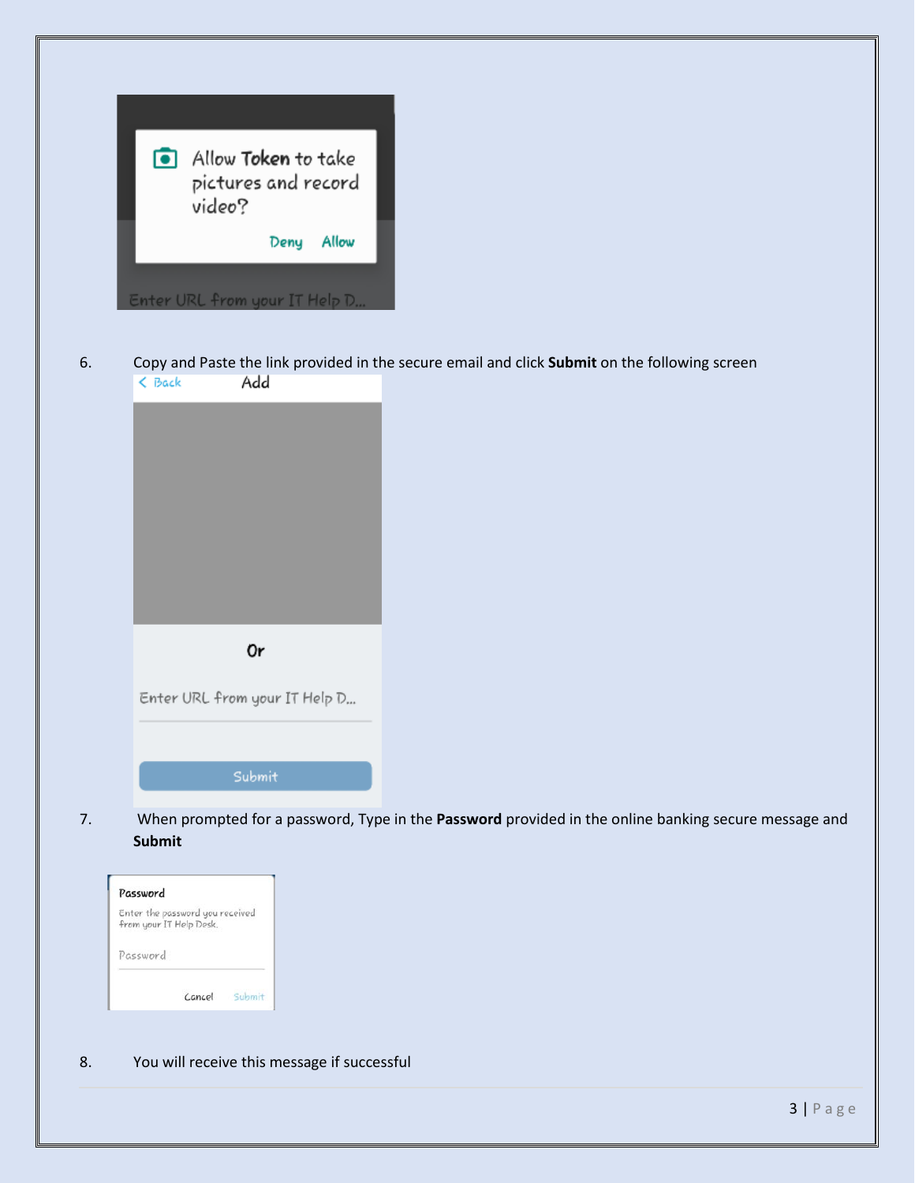6. Copy and Paste the link provided in the secure email and click **Submit** on the following screen

7. When prompted for a password, Type in the **Password** provided in the online banking secure message and **Submit**

8. You will receive this message if successful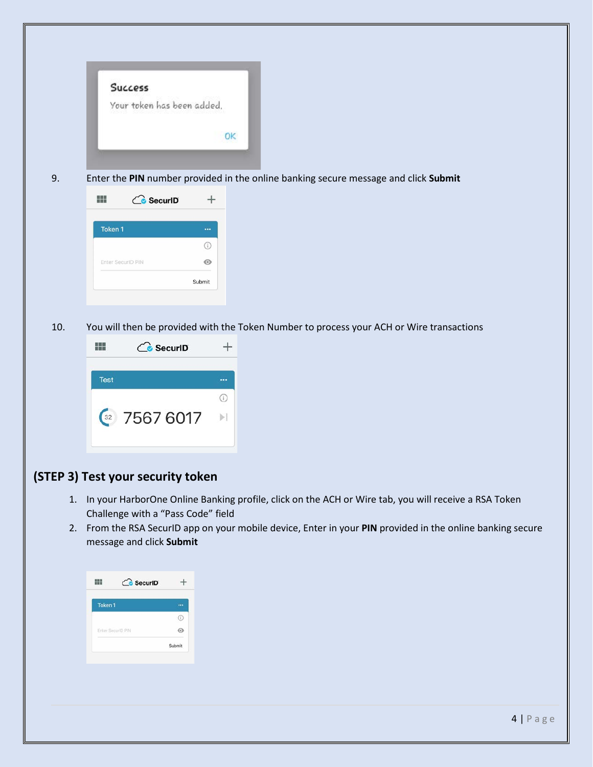9. Enter the **PIN** number provided in the online banking secure message and click **Submit**

10. You will then be provided with the Token Number to process your ACH or Wire transactions

## (STEP 3) Test your security token

1. In your HarborOne Online Banking profile, click on the ACH or Wire tab, you will receive a RSA Token Challenge with a "Pass Code" field
2. From the RSA SecurID app on your mobile device, Enter in your **PIN** provided in the online banking secure message and click **Submit**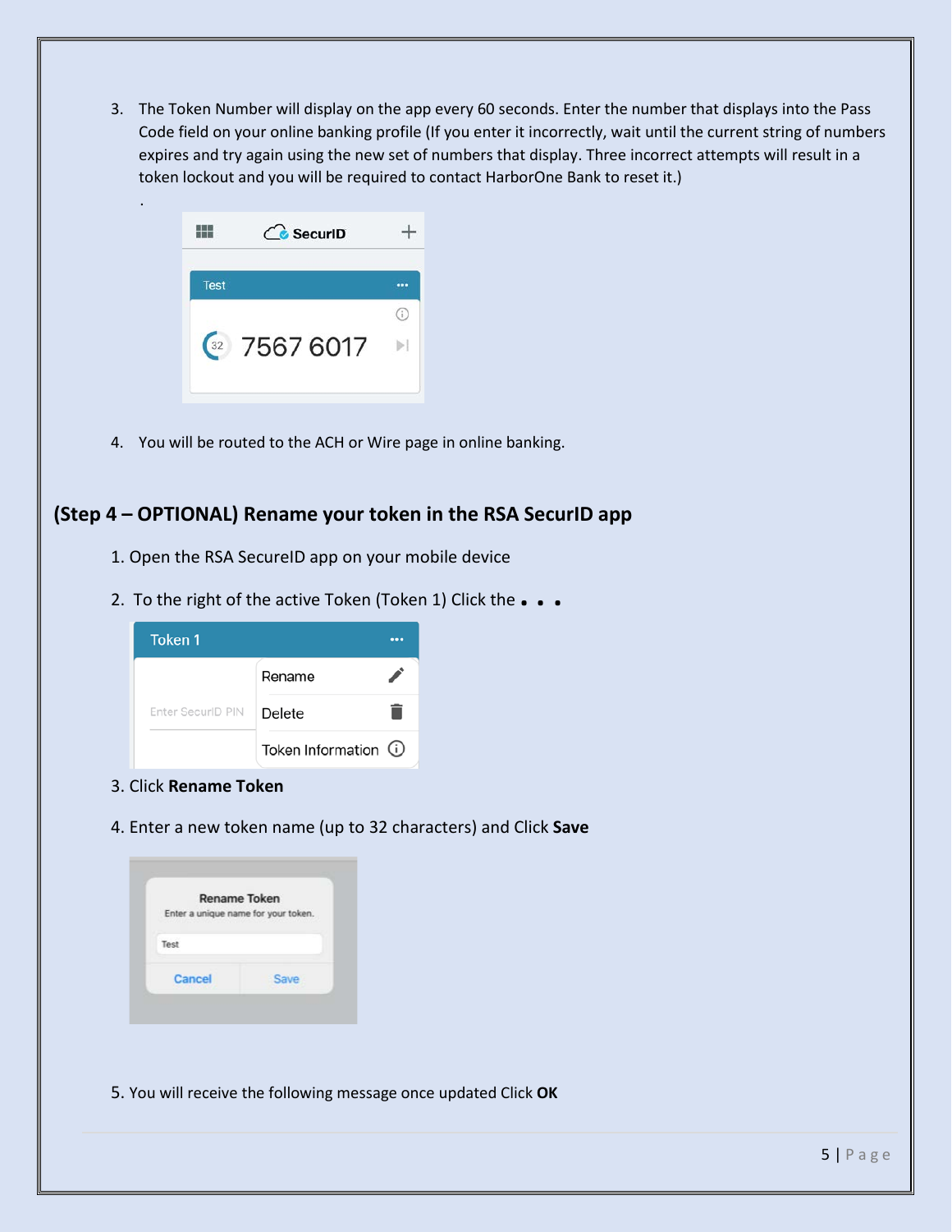3. The Token Number will display on the app every 60 seconds. Enter the number that displays into the Pass Code field on your online banking profile (If you enter it incorrectly, wait until the current string of numbers expires and try again using the new set of numbers that display. Three incorrect attempts will result in a token lockout and you will be required to contact HarborOne Bank to reset it.)

4. You will be routed to the ACH or Wire page in online banking.

## (Step 4 – OPTIONAL) Rename your token in the RSA SecurID app

1. Open the RSA SecureID app on your mobile device
2. To the right of the active Token (Token 1) Click the • • •
3. Click **Rename Token**
4. Enter a new token name (up to 32 characters) and Click **Save**
5. You will receive the following message once updated Click **OK**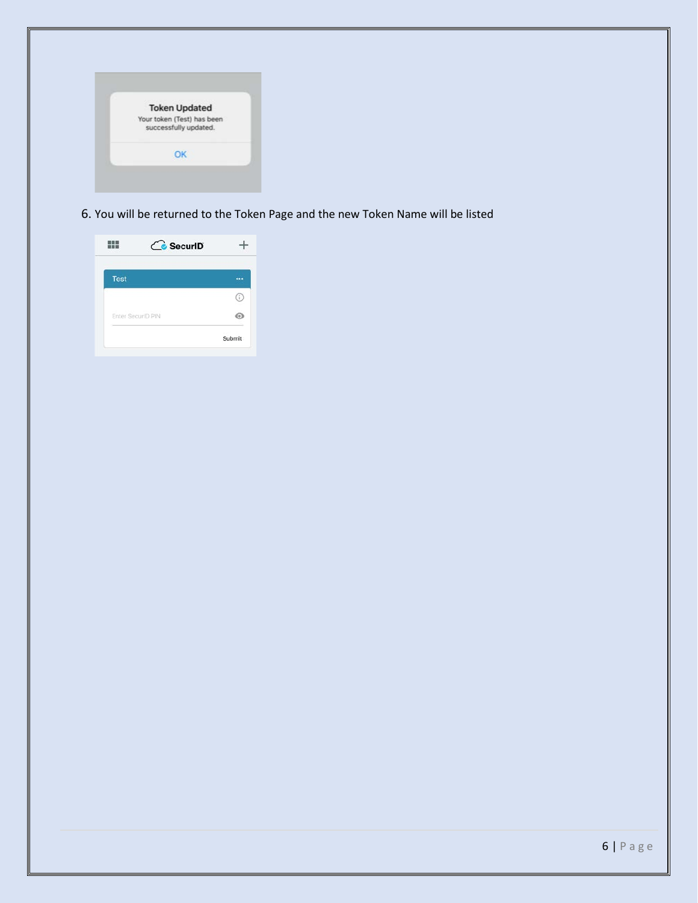6. You will be returned to the Token Page and the new Token Name will be listed